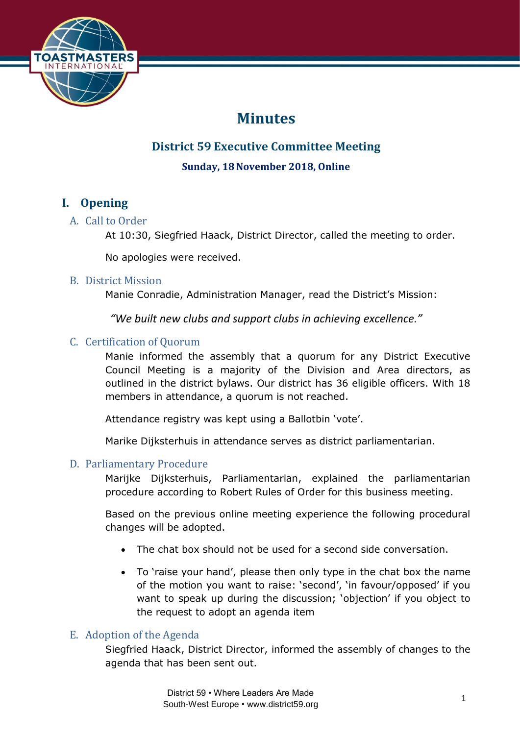# Minutes

## District 59 Executive Committee Meeting

### Sunday, 18 November 2018, Online

## I. Opening

### A. Call to Order

At 10:30, Siegfried Haack, District Director, called the meeting to order.

No apologies were received.

### B. District Mission

Manie Conradie, Administration Manager, read the District's Mission:

*"We built new clubs and support clubs in achieving excellence."*

### C. Certification of Quorum

Manie informed the assembly that a quorum for any District Executive Council Meeting is a majority of the Division and Area directors, as outlined in the district bylaws. Our district has 36 eligible officers. With 18 members in attendance, a quorum is not reached.

Attendance registry was kept using a Ballotbin 'vote'.

Marike Dijksterhuis in attendance serves as district parliamentarian.

### D. Parliamentary Procedure

Marijke Dijksterhuis, Parliamentarian, explained the parliamentarian procedure according to Robert Rules of Order for this business meeting.

Based on the previous online meeting experience the following procedural changes will be adopted.

- The chat box should not be used for a second side conversation.
- To 'raise your hand', please then only type in the chat box the name of the motion you want to raise: 'second', 'in favour/opposed' if you want to speak up during the discussion; 'objection' if you object to the request to adopt an agenda item

### E. Adoption of the Agenda

Siegfried Haack, District Director, informed the assembly of changes to the agenda that has been sent out.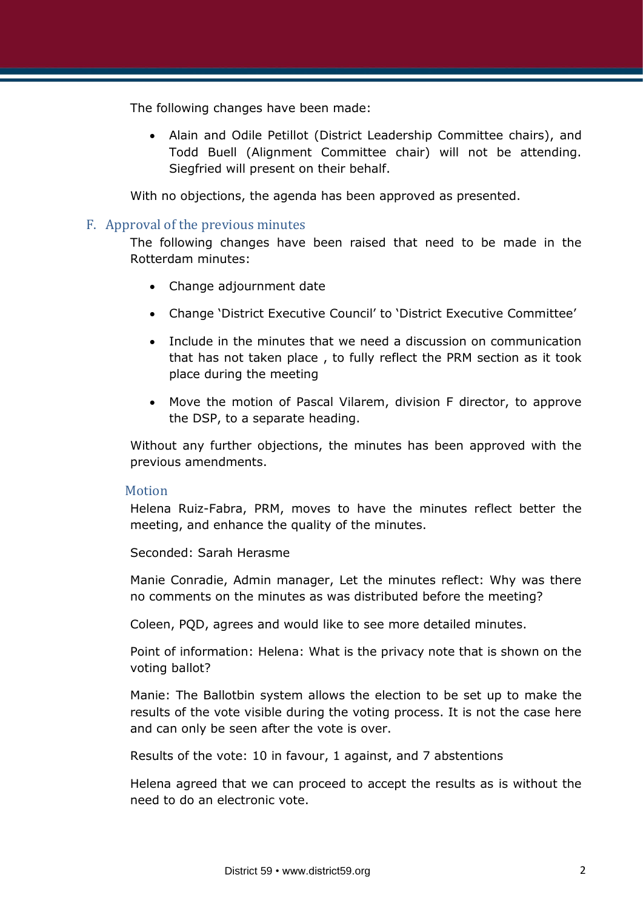The following changes have been made:

- Alain and Odile Petillot (District Leadership Committee chairs), and Todd Buell (Alignment Committee chair) will not be attending. Siegfried will present on their behalf.

With no objections, the agenda has been approved as presented.

## F. Approval of the previous minutes

The following changes have been raised that need to be made in the Rotterdam minutes:

- Change adjournment date
- Change 'District Executive Council' to 'District Executive Committee'
- Include in the minutes that we need a discussion on communication that has not taken place , to fully reflect the PRM section as it took place during the meeting
- Move the motion of Pascal Vilarem, division F director, to approve the DSP, to a separate heading.

Without any further objections, the minutes has been approved with the previous amendments.

### Motion

Helena Ruiz-Fabra, PRM, moves to have the minutes reflect better the meeting, and enhance the quality of the minutes.

Seconded: Sarah Herasme

Manie Conradie, Admin manager, Let the minutes reflect: Why was there no comments on the minutes as was distributed before the meeting?

Coleen, PQD, agrees and would like to see more detailed minutes.

Point of information: Helena: What is the privacy note that is shown on the voting ballot?

Manie: The Ballotbin system allows the election to be set up to make the results of the vote visible during the voting process. It is not the case here and can only be seen after the vote is over.

Results of the vote: 10 in favour, 1 against, and 7 abstentions

Helena agreed that we can proceed to accept the results as is without the need to do an electronic vote.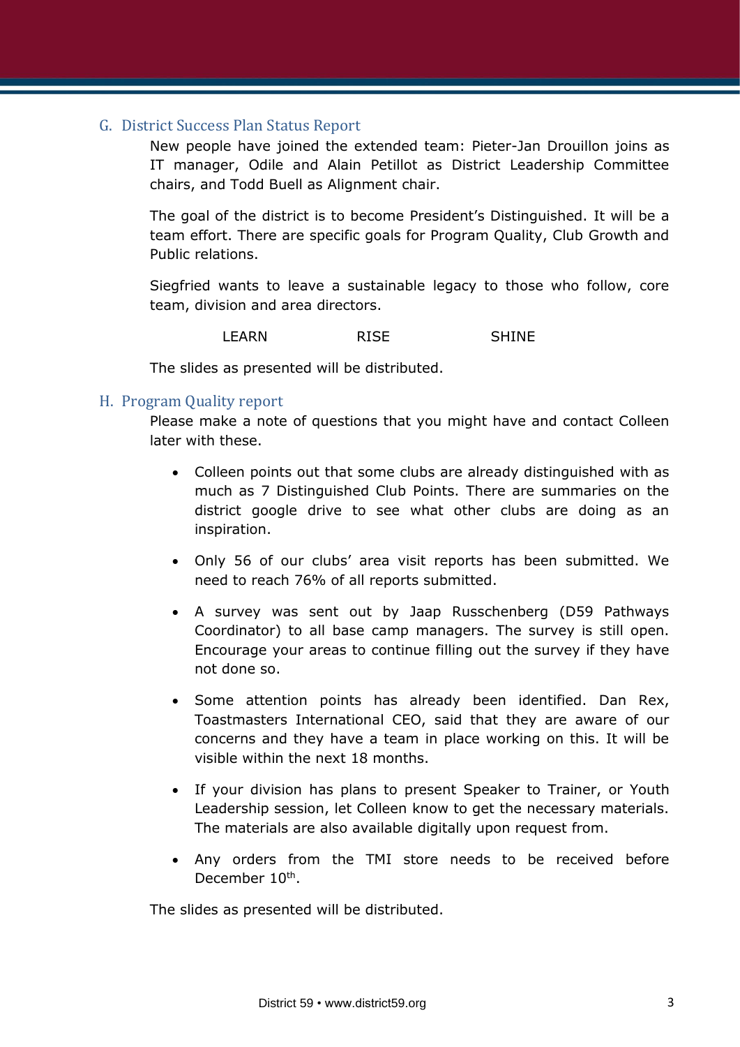## G. District Success Plan Status Report

New people have joined the extended team: Pieter-Jan Drouillon joins as IT manager, Odile and Alain Petillot as District Leadership Committee chairs, and Todd Buell as Alignment chair.

The goal of the district is to become President's Distinguished. It will be a team effort. There are specific goals for Program Quality, Club Growth and Public relations.

Siegfried wants to leave a sustainable legacy to those who follow, core team, division and area directors.

LEARN RISE SHINE

The slides as presented will be distributed.

## H. Program Quality report

Please make a note of questions that you might have and contact Colleen later with these.

- Colleen points out that some clubs are already distinguished with as much as 7 Distinguished Club Points. There are summaries on the district google drive to see what other clubs are doing as an inspiration.
- Only 56 of our clubs' area visit reports has been submitted. We need to reach 76% of all reports submitted.
- A survey was sent out by Jaap Russchenberg (D59 Pathways Coordinator) to all base camp managers. The survey is still open. Encourage your areas to continue filling out the survey if they have not done so.
- Some attention points has already been identified. Dan Rex, Toastmasters International CEO, said that they are aware of our concerns and they have a team in place working on this. It will be visible within the next 18 months.
- If your division has plans to present Speaker to Trainer, or Youth Leadership session, let Colleen know to get the necessary materials. The materials are also available digitally upon request from.
- Any orders from the TMI store needs to be received before December 10th.

The slides as presented will be distributed.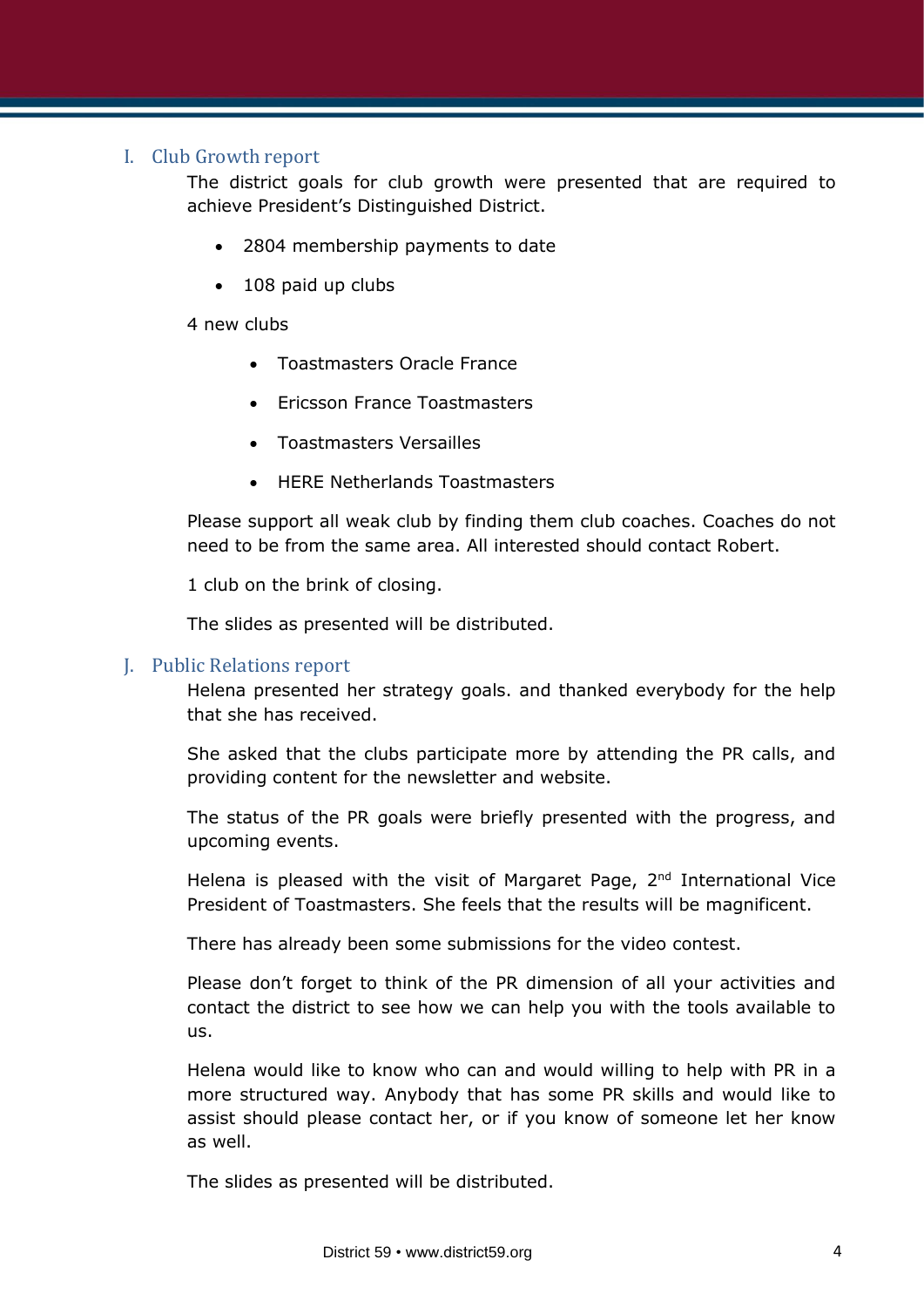## I. Club Growth report

The district goals for club growth were presented that are required to achieve President's Distinguished District.

- 2804 membership payments to date
- 108 paid up clubs

4 new clubs

- Toastmasters Oracle France
- Ericsson France Toastmasters
- Toastmasters Versailles
- HERE Netherlands Toastmasters

Please support all weak club by finding them club coaches. Coaches do not need to be from the same area. All interested should contact Robert.

1 club on the brink of closing.

The slides as presented will be distributed.

## J. Public Relations report

Helena presented her strategy goals. and thanked everybody for the help that she has received.

She asked that the clubs participate more by attending the PR calls, and providing content for the newsletter and website.

The status of the PR goals were briefly presented with the progress, and upcoming events.

Helena is pleased with the visit of Margaret Page, 2nd International Vice President of Toastmasters. She feels that the results will be magnificent.

There has already been some submissions for the video contest.

Please don't forget to think of the PR dimension of all your activities and contact the district to see how we can help you with the tools available to us.

Helena would like to know who can and would willing to help with PR in a more structured way. Anybody that has some PR skills and would like to assist should please contact her, or if you know of someone let her know as well.

The slides as presented will be distributed.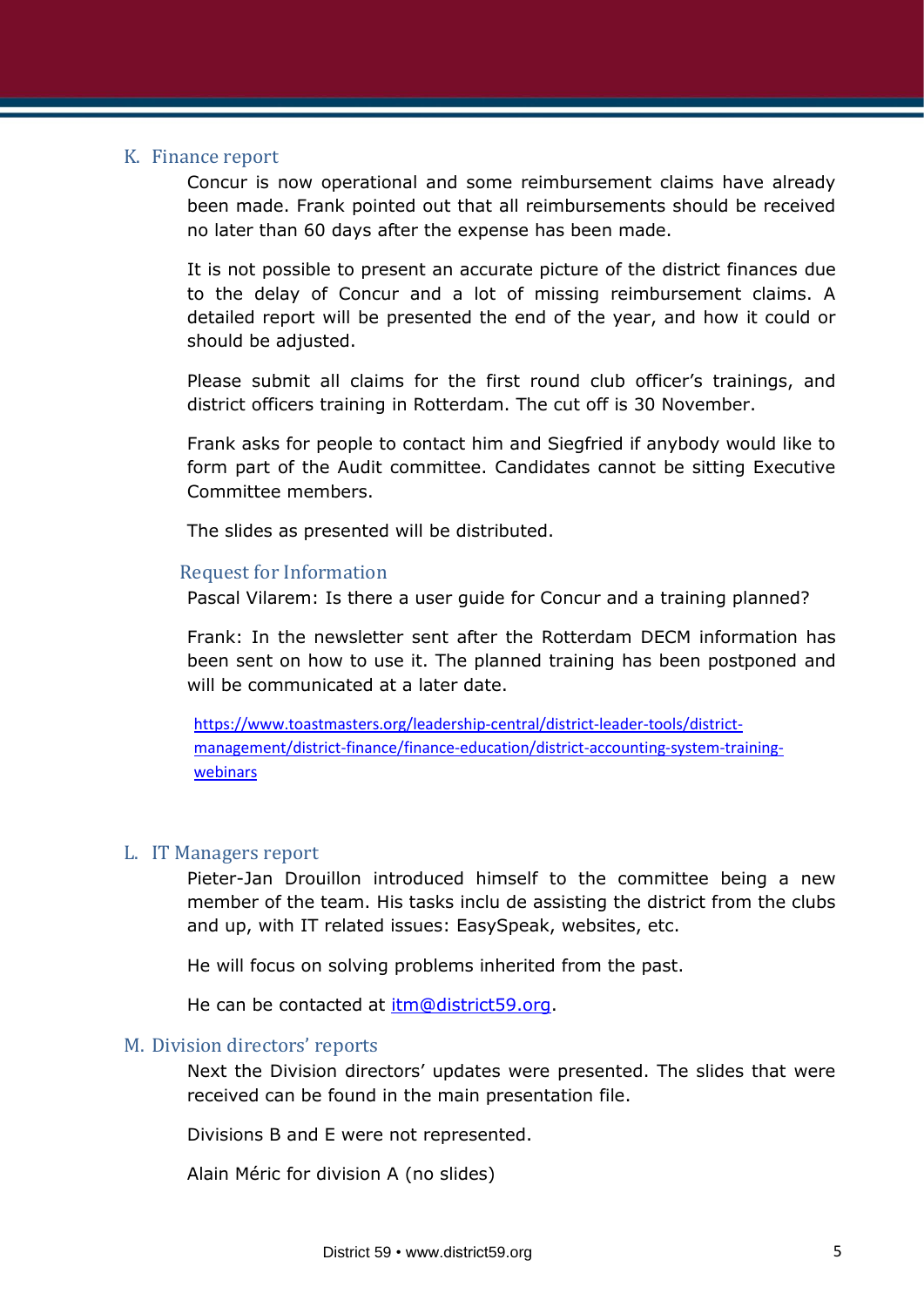## K. Finance report

Concur is now operational and some reimbursement claims have already been made. Frank pointed out that all reimbursements should be received no later than 60 days after the expense has been made.

It is not possible to present an accurate picture of the district finances due to the delay of Concur and a lot of missing reimbursement claims. A detailed report will be presented the end of the year, and how it could or should be adjusted.

Please submit all claims for the first round club officer's trainings, and district officers training in Rotterdam. The cut off is 30 November.

Frank asks for people to contact him and Siegfried if anybody would like to form part of the Audit committee. Candidates cannot be sitting Executive Committee members.

The slides as presented will be distributed.

### Request for Information

Pascal Vilarem: Is there a user guide for Concur and a training planned?

Frank: In the newsletter sent after the Rotterdam DECM information has been sent on how to use it. The planned training has been postponed and will be communicated at a later date.

https://www.toastmasters.org/leadership-central/district-leader-tools/district-management/district-finance/finance-education/district-accounting-system-training-webinars

## L. IT Managers report

Pieter-Jan Drouillon introduced himself to the committee being a new member of the team. His tasks inclu de assisting the district from the clubs and up, with IT related issues: EasySpeak, websites, etc.

He will focus on solving problems inherited from the past.

He can be contacted at itm@district59.org.

## M. Division directors' reports

Next the Division directors' updates were presented. The slides that were received can be found in the main presentation file.

Divisions B and E were not represented.

Alain Méric for division A (no slides)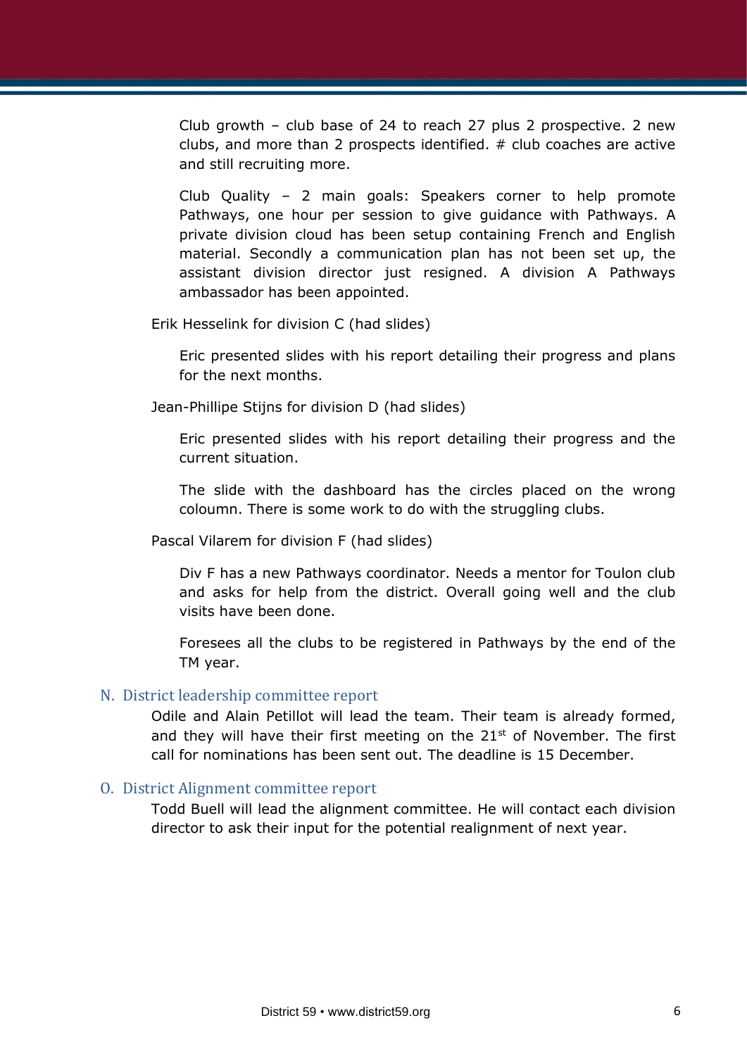Club growth – club base of 24 to reach 27 plus 2 prospective. 2 new clubs, and more than 2 prospects identified. # club coaches are active and still recruiting more.

Club Quality – 2 main goals: Speakers corner to help promote Pathways, one hour per session to give guidance with Pathways. A private division cloud has been setup containing French and English material. Secondly a communication plan has not been set up, the assistant division director just resigned. A division A Pathways ambassador has been appointed.

Erik Hesselink for division C (had slides)

Eric presented slides with his report detailing their progress and plans for the next months.

Jean-Phillipe Stijns for division D (had slides)

Eric presented slides with his report detailing their progress and the current situation.

The slide with the dashboard has the circles placed on the wrong coloumn. There is some work to do with the struggling clubs.

Pascal Vilarem for division F (had slides)

Div F has a new Pathways coordinator. Needs a mentor for Toulon club and asks for help from the district. Overall going well and the club visits have been done.

Foresees all the clubs to be registered in Pathways by the end of the TM year.

## N. District leadership committee report

Odile and Alain Petillot will lead the team. Their team is already formed, and they will have their first meeting on the 21st of November. The first call for nominations has been sent out. The deadline is 15 December.

## O. District Alignment committee report

Todd Buell will lead the alignment committee. He will contact each division director to ask their input for the potential realignment of next year.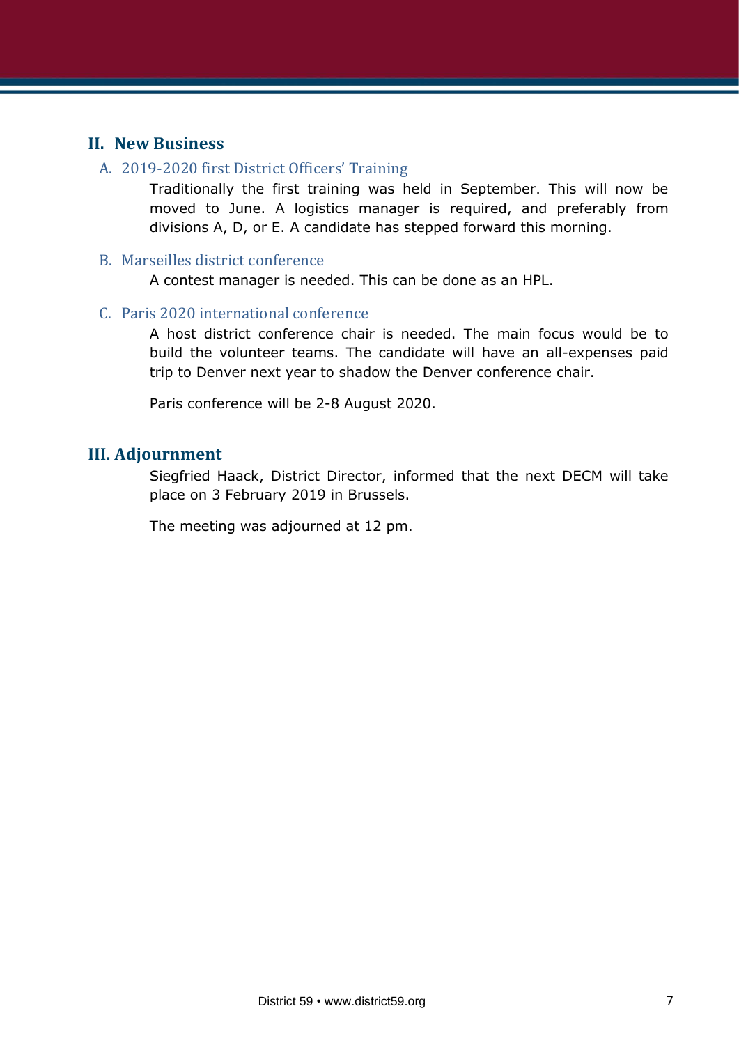## II. New Business

### A. 2019-2020 first District Officers' Training

Traditionally the first training was held in September. This will now be moved to June. A logistics manager is required, and preferably from divisions A, D, or E. A candidate has stepped forward this morning.

### B. Marseilles district conference

A contest manager is needed. This can be done as an HPL.

### C. Paris 2020 international conference

A host district conference chair is needed. The main focus would be to build the volunteer teams. The candidate will have an all-expenses paid trip to Denver next year to shadow the Denver conference chair.

Paris conference will be 2-8 August 2020.

## III. Adjournment

Siegfried Haack, District Director, informed that the next DECM will take place on 3 February 2019 in Brussels.

The meeting was adjourned at 12 pm.